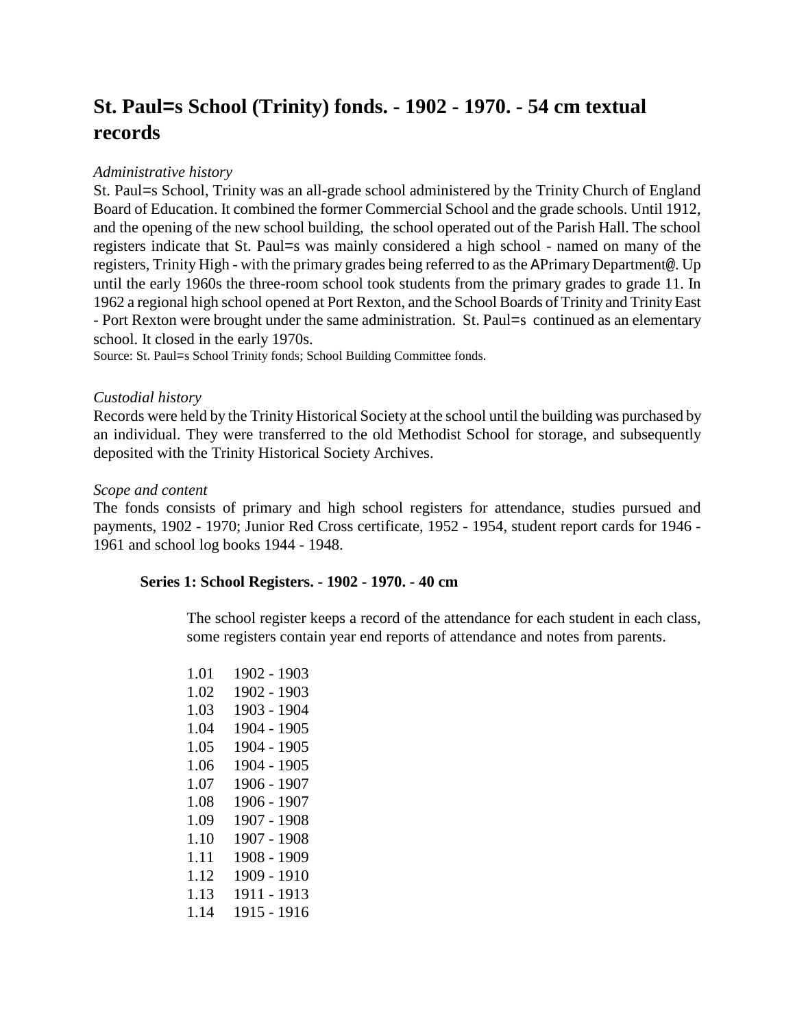# St. Paul=s School (Trinity) fonds. - 1902 - 1970. - 54 cm textual records

*Administrative history*

St. Paul=s School, Trinity was an all-grade school administered by the Trinity Church of England Board of Education. It combined the former Commercial School and the grade schools. Until 1912, and the opening of the new school building, the school operated out of the Parish Hall. The school registers indicate that St. Paul=s was mainly considered a high school - named on many of the registers, Trinity High - with the primary grades being referred to as the APrimary Department@. Up until the early 1960s the three-room school took students from the primary grades to grade 11. In 1962 a regional high school opened at Port Rexton, and the School Boards of Trinity and Trinity East - Port Rexton were brought under the same administration. St. Paul=s continued as an elementary school. It closed in the early 1970s.

Source: St. Paul=s School Trinity fonds; School Building Committee fonds.

*Custodial history*

Records were held by the Trinity Historical Society at the school until the building was purchased by an individual. They were transferred to the old Methodist School for storage, and subsequently deposited with the Trinity Historical Society Archives.

*Scope and content*

The fonds consists of primary and high school registers for attendance, studies pursued and payments, 1902 - 1970; Junior Red Cross certificate, 1952 - 1954, student report cards for 1946 - 1961 and school log books 1944 - 1948.

## Series 1: School Registers. - 1902 - 1970. - 40 cm

The school register keeps a record of the attendance for each student in each class, some registers contain year end reports of attendance and notes from parents.

1.01 1902 - 1903
1.02 1902 - 1903
1.03 1903 - 1904
1.04 1904 - 1905
1.05 1904 - 1905
1.06 1904 - 1905
1.07 1906 - 1907
1.08 1906 - 1907
1.09 1907 - 1908
1.10 1907 - 1908
1.11 1908 - 1909
1.12 1909 - 1910
1.13 1911 - 1913
1.14 1915 - 1916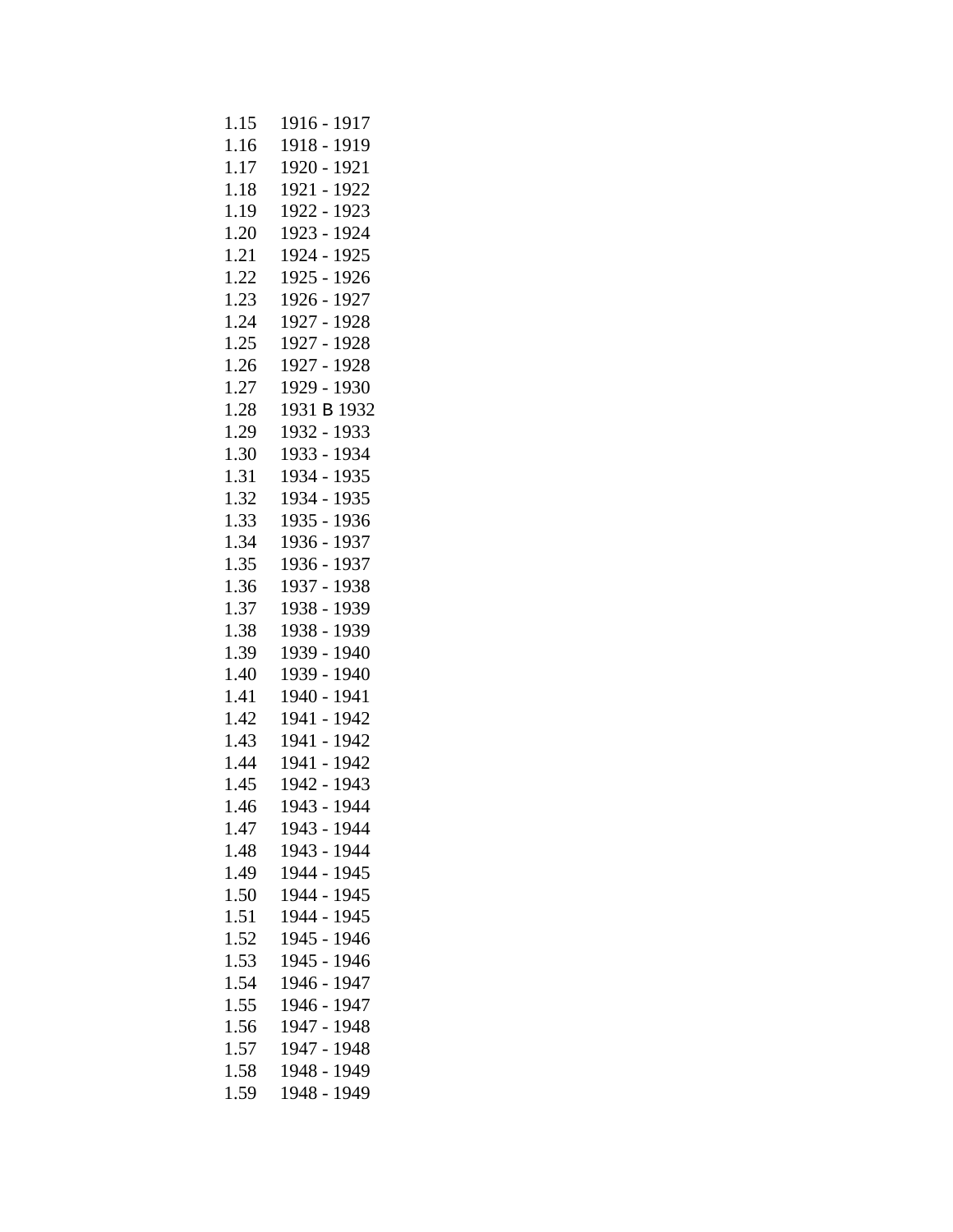1.15 1916 - 1917
1.16 1918 - 1919
1.17 1920 - 1921
1.18 1921 - 1922
1.19 1922 - 1923
1.20 1923 - 1924
1.21 1924 - 1925
1.22 1925 - 1926
1.23 1926 - 1927
1.24 1927 - 1928
1.25 1927 - 1928
1.26 1927 - 1928
1.27 1929 - 1930
1.28 1931 B 1932
1.29 1932 - 1933
1.30 1933 - 1934
1.31 1934 - 1935
1.32 1934 - 1935
1.33 1935 - 1936
1.34 1936 - 1937
1.35 1936 - 1937
1.36 1937 - 1938
1.37 1938 - 1939
1.38 1938 - 1939
1.39 1939 - 1940
1.40 1939 - 1940
1.41 1940 - 1941
1.42 1941 - 1942
1.43 1941 - 1942
1.44 1941 - 1942
1.45 1942 - 1943
1.46 1943 - 1944
1.47 1943 - 1944
1.48 1943 - 1944
1.49 1944 - 1945
1.50 1944 - 1945
1.51 1944 - 1945
1.52 1945 - 1946
1.53 1945 - 1946
1.54 1946 - 1947
1.55 1946 - 1947
1.56 1947 - 1948
1.57 1947 - 1948
1.58 1948 - 1949
1.59 1948 - 1949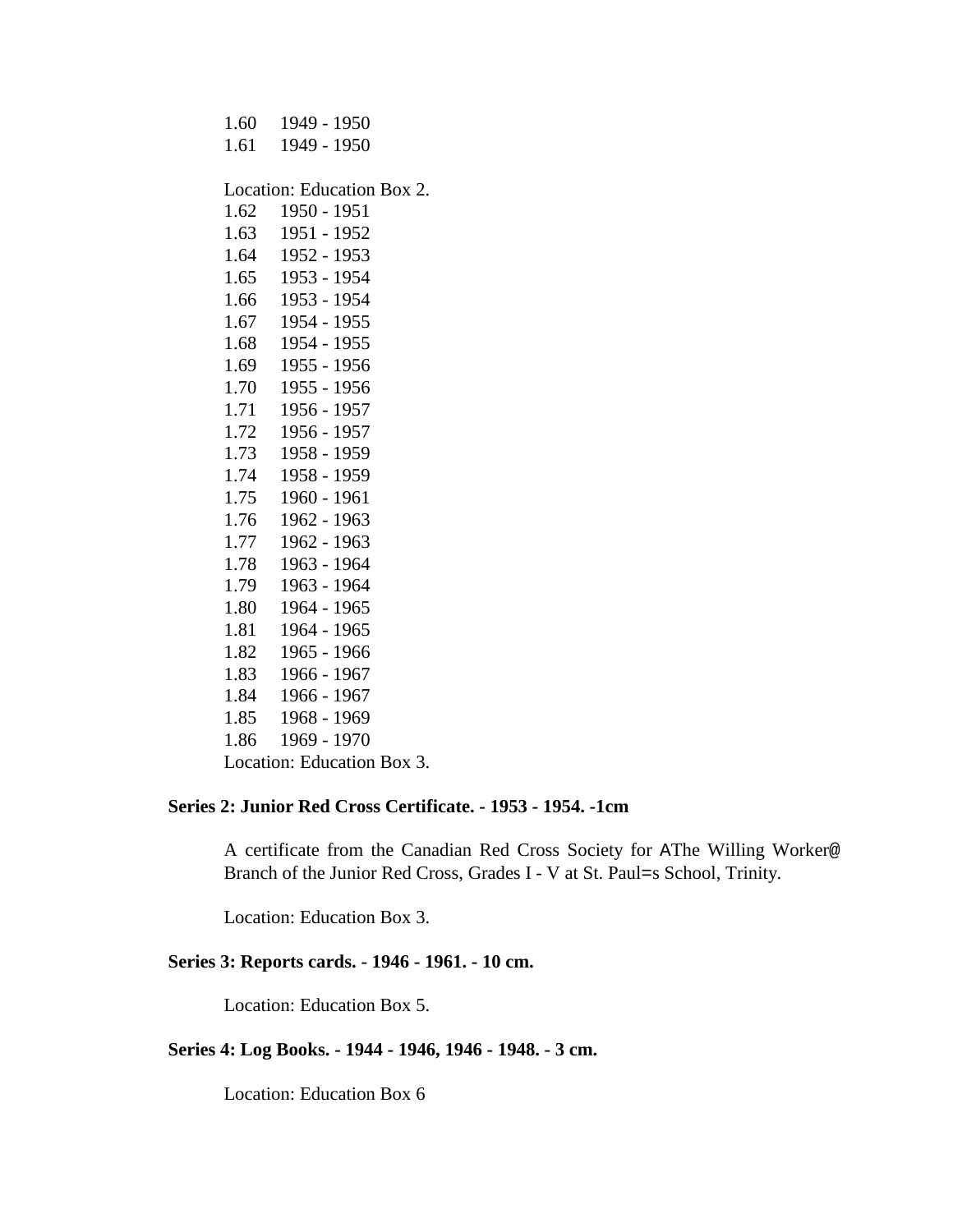1.60 1949 - 1950
1.61 1949 - 1950

Location: Education Box 2.
1.62 1950 - 1951
1.63 1951 - 1952
1.64 1952 - 1953
1.65 1953 - 1954
1.66 1953 - 1954
1.67 1954 - 1955
1.68 1954 - 1955
1.69 1955 - 1956
1.70 1955 - 1956
1.71 1956 - 1957
1.72 1956 - 1957
1.73 1958 - 1959
1.74 1958 - 1959
1.75 1960 - 1961
1.76 1962 - 1963
1.77 1962 - 1963
1.78 1963 - 1964
1.79 1963 - 1964
1.80 1964 - 1965
1.81 1964 - 1965
1.82 1965 - 1966
1.83 1966 - 1967
1.84 1966 - 1967
1.85 1968 - 1969
1.86 1969 - 1970
Location: Education Box 3.

**Series 2: Junior Red Cross Certificate. - 1953 - 1954. -1cm**

A certificate from the Canadian Red Cross Society for AThe Willing Worker@ Branch of the Junior Red Cross, Grades I - V at St. Paul=s School, Trinity.

Location: Education Box 3.

**Series 3: Reports cards. - 1946 - 1961. - 10 cm.**

Location: Education Box 5.

**Series 4: Log Books. - 1944 - 1946, 1946 - 1948. - 3 cm.**

Location: Education Box 6